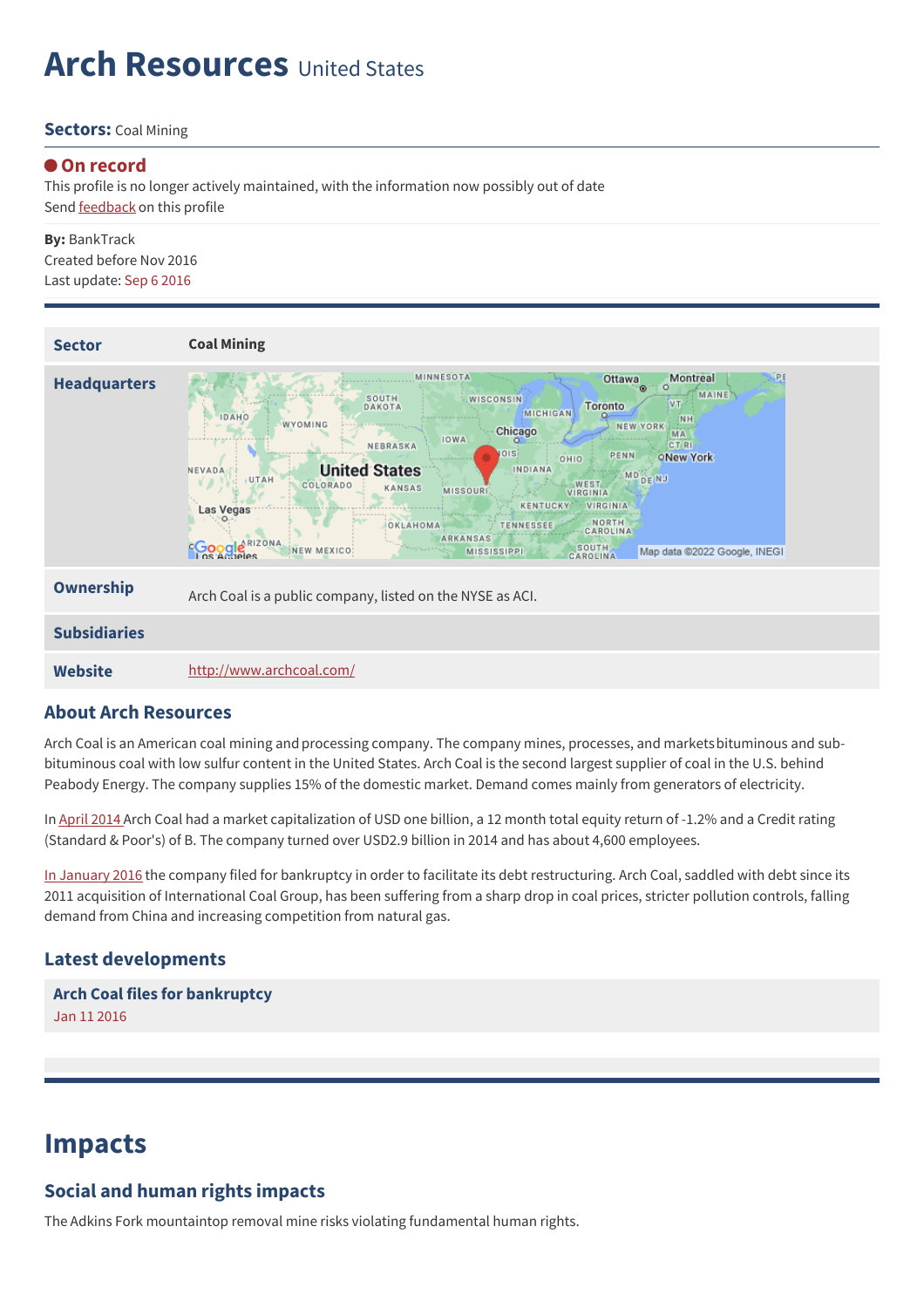# Arch Resources United States

**Sectors:** Coal Mining

**On record**

This profile is no longer actively maintained, with the information now possibly out of date

Send feedback on this profile

**By:** BankTrack

Created before Nov 2016

Last update: Sep 6 2016

| | |
|---|---|
| **Sector** | **Coal Mining** |
| **Headquarters** | |
| **Ownership** | Arch Coal is a public company, listed on the NYSE as ACI. |
| **Subsidiaries** | |
| **Website** | http://www.archcoal.com/ |

## About Arch Resources

Arch Coal is an American coal mining and processing company. The company mines, processes, and markets bituminous and sub-bituminous coal with low sulfur content in the United States. Arch Coal is the second largest supplier of coal in the U.S. behind Peabody Energy. The company supplies 15% of the domestic market. Demand comes mainly from generators of electricity.

In April 2014 Arch Coal had a market capitalization of USD one billion, a 12 month total equity return of -1.2% and a Credit rating (Standard & Poor's) of B. The company turned over USD2.9 billion in 2014 and has about 4,600 employees.

In January 2016 the company filed for bankruptcy in order to facilitate its debt restructuring. Arch Coal, saddled with debt since its 2011 acquisition of International Coal Group, has been suffering from a sharp drop in coal prices, stricter pollution controls, falling demand from China and increasing competition from natural gas.

## Latest developments

**Arch Coal files for bankruptcy**

Jan 11 2016

# Impacts

## Social and human rights impacts

The Adkins Fork mountaintop removal mine risks violating fundamental human rights.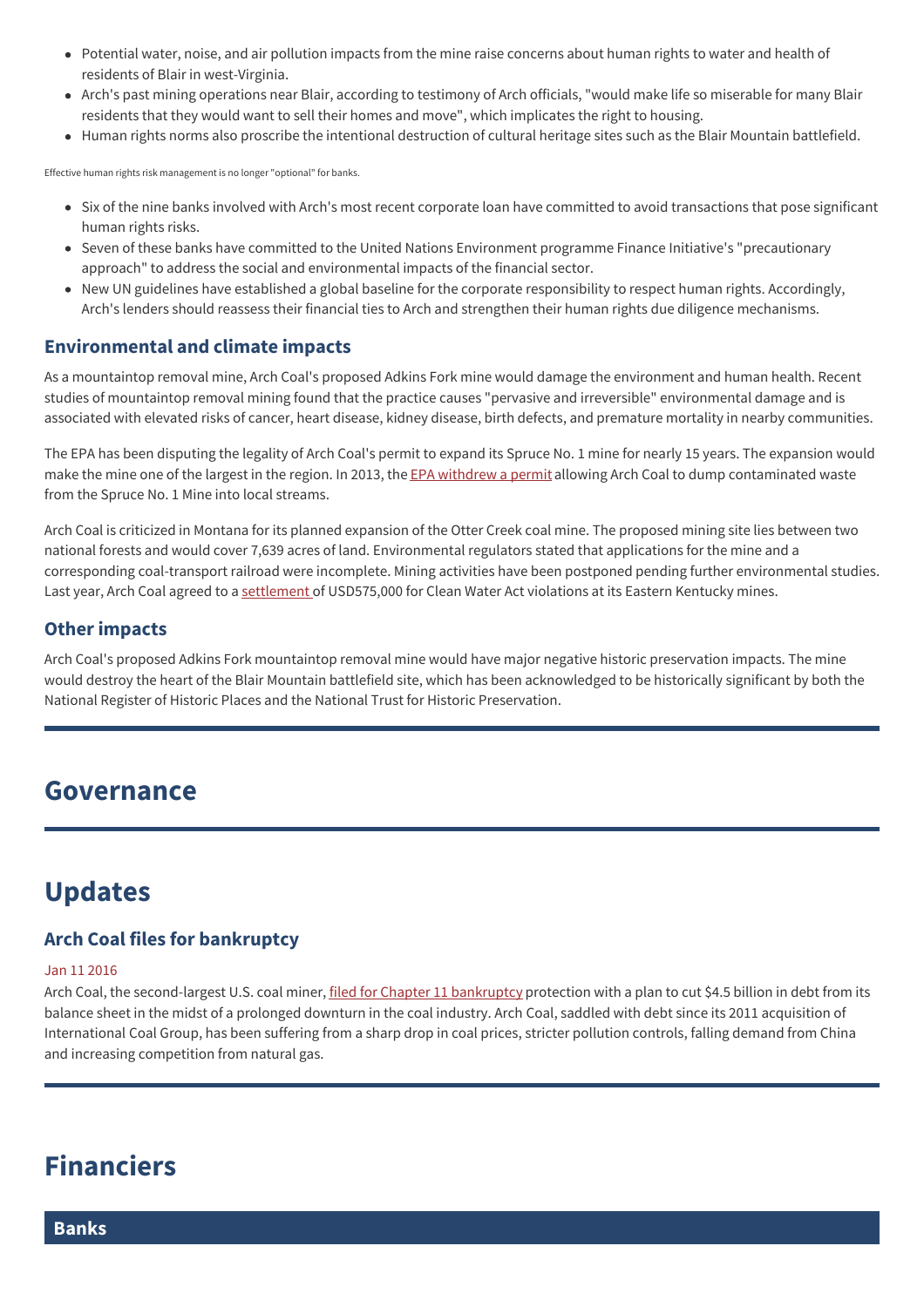- Potential water, noise, and air pollution impacts from the mine raise concerns about human rights to water and health of residents of Blair in west-Virginia.
- Arch's past mining operations near Blair, according to testimony of Arch officials, "would make life so miserable for many Blair residents that they would want to sell their homes and move", which implicates the right to housing.
- Human rights norms also proscribe the intentional destruction of cultural heritage sites such as the Blair Mountain battlefield.

Effective human rights risk management is no longer "optional" for banks.

- Six of the nine banks involved with Arch's most recent corporate loan have committed to avoid transactions that pose significant human rights risks.
- Seven of these banks have committed to the United Nations Environment programme Finance Initiative's "precautionary approach" to address the social and environmental impacts of the financial sector.
- New UN guidelines have established a global baseline for the corporate responsibility to respect human rights. Accordingly, Arch's lenders should reassess their financial ties to Arch and strengthen their human rights due diligence mechanisms.

### Environmental and climate impacts

As a mountaintop removal mine, Arch Coal's proposed Adkins Fork mine would damage the environment and human health. Recent studies of mountaintop removal mining found that the practice causes "pervasive and irreversible" environmental damage and is associated with elevated risks of cancer, heart disease, kidney disease, birth defects, and premature mortality in nearby communities.

The EPA has been disputing the legality of Arch Coal's permit to expand its Spruce No. 1 mine for nearly 15 years. The expansion would make the mine one of the largest in the region. In 2013, the EPA withdrew a permit allowing Arch Coal to dump contaminated waste from the Spruce No. 1 Mine into local streams.

Arch Coal is criticized in Montana for its planned expansion of the Otter Creek coal mine. The proposed mining site lies between two national forests and would cover 7,639 acres of land. Environmental regulators stated that applications for the mine and a corresponding coal-transport railroad were incomplete. Mining activities have been postponed pending further environmental studies. Last year, Arch Coal agreed to a settlement of USD575,000 for Clean Water Act violations at its Eastern Kentucky mines.

### Other impacts

Arch Coal's proposed Adkins Fork mountaintop removal mine would have major negative historic preservation impacts. The mine would destroy the heart of the Blair Mountain battlefield site, which has been acknowledged to be historically significant by both the National Register of Historic Places and the National Trust for Historic Preservation.

## Governance

## Updates

### Arch Coal files for bankruptcy

Jan 11 2016

Arch Coal, the second-largest U.S. coal miner, filed for Chapter 11 bankruptcy protection with a plan to cut $4.5 billion in debt from its balance sheet in the midst of a prolonged downturn in the coal industry. Arch Coal, saddled with debt since its 2011 acquisition of International Coal Group, has been suffering from a sharp drop in coal prices, stricter pollution controls, falling demand from China and increasing competition from natural gas.

## Financiers

### Banks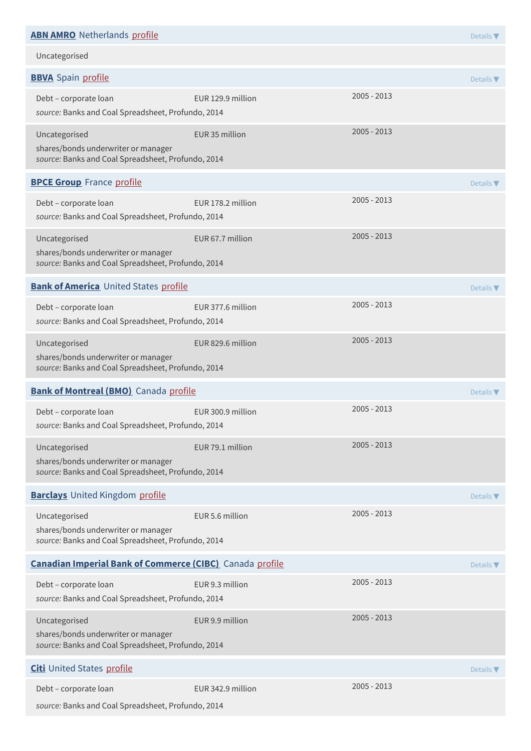**ABN AMRO** Netherlands profile

Details ▼

Uncategorised

**BBVA** Spain profile

Details ▼

Debt – corporate loan — EUR 129.9 million — 2005 - 2013
*source:* Banks and Coal Spreadsheet, Profundo, 2014

Uncategorised — EUR 35 million — 2005 - 2013
shares/bonds underwriter or manager
*source:* Banks and Coal Spreadsheet, Profundo, 2014

**BPCE Group** France profile

Details ▼

Debt – corporate loan — EUR 178.2 million — 2005 - 2013
*source:* Banks and Coal Spreadsheet, Profundo, 2014

Uncategorised — EUR 67.7 million — 2005 - 2013
shares/bonds underwriter or manager
*source:* Banks and Coal Spreadsheet, Profundo, 2014

**Bank of America** United States profile

Details ▼

Debt – corporate loan — EUR 377.6 million — 2005 - 2013
*source:* Banks and Coal Spreadsheet, Profundo, 2014

Uncategorised — EUR 829.6 million — 2005 - 2013
shares/bonds underwriter or manager
*source:* Banks and Coal Spreadsheet, Profundo, 2014

**Bank of Montreal (BMO)** Canada profile

Details ▼

Debt – corporate loan — EUR 300.9 million — 2005 - 2013
*source:* Banks and Coal Spreadsheet, Profundo, 2014

Uncategorised — EUR 79.1 million — 2005 - 2013
shares/bonds underwriter or manager
*source:* Banks and Coal Spreadsheet, Profundo, 2014

**Barclays** United Kingdom profile

Details ▼

Uncategorised — EUR 5.6 million — 2005 - 2013
shares/bonds underwriter or manager
*source:* Banks and Coal Spreadsheet, Profundo, 2014

**Canadian Imperial Bank of Commerce (CIBC)** Canada profile

Details ▼

Debt – corporate loan — EUR 9.3 million — 2005 - 2013
*source:* Banks and Coal Spreadsheet, Profundo, 2014

Uncategorised — EUR 9.9 million — 2005 - 2013
shares/bonds underwriter or manager
*source:* Banks and Coal Spreadsheet, Profundo, 2014

**Citi** United States profile

Details ▼

Debt – corporate loan — EUR 342.9 million — 2005 - 2013
*source:* Banks and Coal Spreadsheet, Profundo, 2014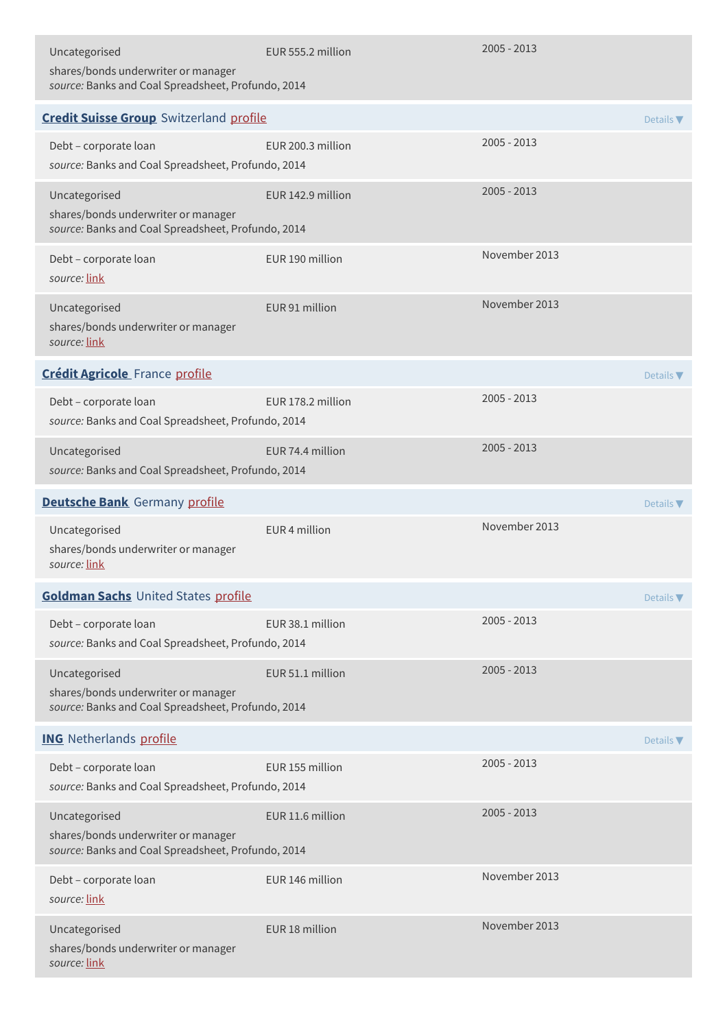| Type | Amount | Date |
|---|---|---|
| Uncategorised<br>shares/bonds underwriter or manager<br>*source:* Banks and Coal Spreadsheet, Profundo, 2014 | EUR 555.2 million | 2005 - 2013 |

**Credit Suisse Group** Switzerland profile — Details ▼

| Type | Amount | Date |
|---|---|---|
| Debt – corporate loan<br>*source:* Banks and Coal Spreadsheet, Profundo, 2014 | EUR 200.3 million | 2005 - 2013 |
| Uncategorised<br>shares/bonds underwriter or manager<br>*source:* Banks and Coal Spreadsheet, Profundo, 2014 | EUR 142.9 million | 2005 - 2013 |
| Debt – corporate loan<br>*source:* link | EUR 190 million | November 2013 |
| Uncategorised<br>shares/bonds underwriter or manager<br>*source:* link | EUR 91 million | November 2013 |

**Crédit Agricole** France profile — Details ▼

| Type | Amount | Date |
|---|---|---|
| Debt – corporate loan<br>*source:* Banks and Coal Spreadsheet, Profundo, 2014 | EUR 178.2 million | 2005 - 2013 |
| Uncategorised<br>*source:* Banks and Coal Spreadsheet, Profundo, 2014 | EUR 74.4 million | 2005 - 2013 |

**Deutsche Bank** Germany profile — Details ▼

| Type | Amount | Date |
|---|---|---|
| Uncategorised<br>shares/bonds underwriter or manager<br>*source:* link | EUR 4 million | November 2013 |

**Goldman Sachs** United States profile — Details ▼

| Type | Amount | Date |
|---|---|---|
| Debt – corporate loan<br>*source:* Banks and Coal Spreadsheet, Profundo, 2014 | EUR 38.1 million | 2005 - 2013 |
| Uncategorised<br>shares/bonds underwriter or manager<br>*source:* Banks and Coal Spreadsheet, Profundo, 2014 | EUR 51.1 million | 2005 - 2013 |

**ING** Netherlands profile — Details ▼

| Type | Amount | Date |
|---|---|---|
| Debt – corporate loan<br>*source:* Banks and Coal Spreadsheet, Profundo, 2014 | EUR 155 million | 2005 - 2013 |
| Uncategorised<br>shares/bonds underwriter or manager<br>*source:* Banks and Coal Spreadsheet, Profundo, 2014 | EUR 11.6 million | 2005 - 2013 |
| Debt – corporate loan<br>*source:* link | EUR 146 million | November 2013 |
| Uncategorised<br>shares/bonds underwriter or manager<br>*source:* link | EUR 18 million | November 2013 |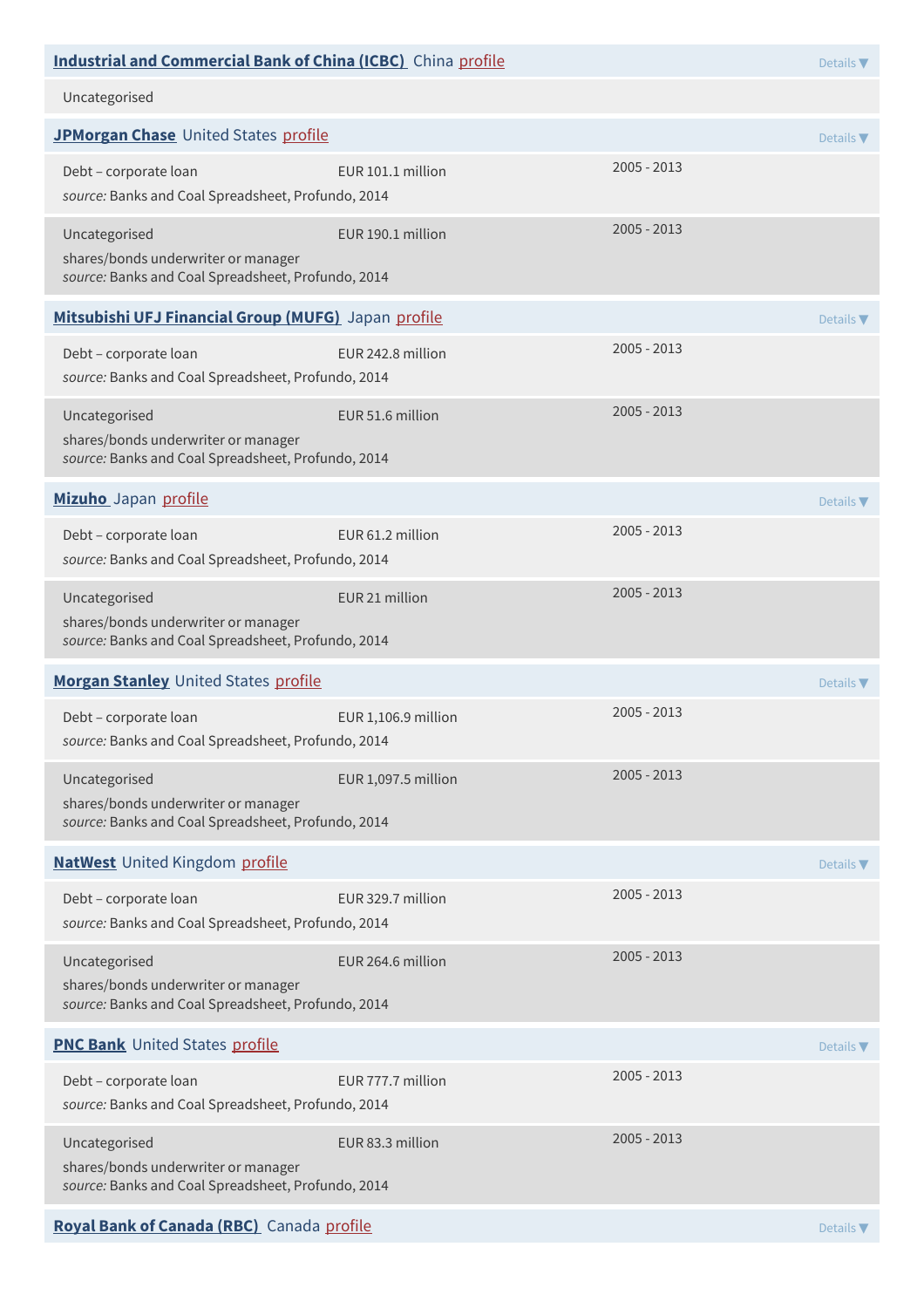**Industrial and Commercial Bank of China (ICBC)** China profile

Details ▼

Uncategorised

**JPMorgan Chase** United States profile

Details ▼

Debt – corporate loan EUR 101.1 million 2005 - 2013
*source:* Banks and Coal Spreadsheet, Profundo, 2014

Uncategorised EUR 190.1 million 2005 - 2013
shares/bonds underwriter or manager
*source:* Banks and Coal Spreadsheet, Profundo, 2014

**Mitsubishi UFJ Financial Group (MUFG)** Japan profile

Details ▼

Debt – corporate loan EUR 242.8 million 2005 - 2013
*source:* Banks and Coal Spreadsheet, Profundo, 2014

Uncategorised EUR 51.6 million 2005 - 2013
shares/bonds underwriter or manager
*source:* Banks and Coal Spreadsheet, Profundo, 2014

**Mizuho** Japan profile

Details ▼

Debt – corporate loan EUR 61.2 million 2005 - 2013
*source:* Banks and Coal Spreadsheet, Profundo, 2014

Uncategorised EUR 21 million 2005 - 2013
shares/bonds underwriter or manager
*source:* Banks and Coal Spreadsheet, Profundo, 2014

**Morgan Stanley** United States profile

Details ▼

Debt – corporate loan EUR 1,106.9 million 2005 - 2013
*source:* Banks and Coal Spreadsheet, Profundo, 2014

Uncategorised EUR 1,097.5 million 2005 - 2013
shares/bonds underwriter or manager
*source:* Banks and Coal Spreadsheet, Profundo, 2014

**NatWest** United Kingdom profile

Details ▼

Debt – corporate loan EUR 329.7 million 2005 - 2013
*source:* Banks and Coal Spreadsheet, Profundo, 2014

Uncategorised EUR 264.6 million 2005 - 2013
shares/bonds underwriter or manager
*source:* Banks and Coal Spreadsheet, Profundo, 2014

**PNC Bank** United States profile

Details ▼

Debt – corporate loan EUR 777.7 million 2005 - 2013
*source:* Banks and Coal Spreadsheet, Profundo, 2014

Uncategorised EUR 83.3 million 2005 - 2013
shares/bonds underwriter or manager
*source:* Banks and Coal Spreadsheet, Profundo, 2014

**Royal Bank of Canada (RBC)** Canada profile

Details ▼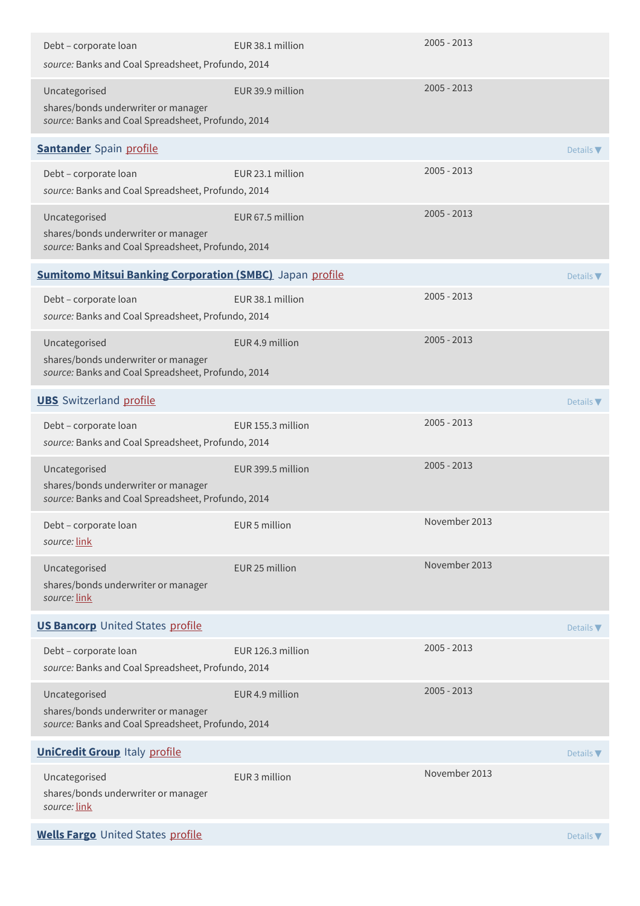Debt – corporate loan EUR 38.1 million 2005 - 2013

*source:* Banks and Coal Spreadsheet, Profundo, 2014

Uncategorised EUR 39.9 million 2005 - 2013

shares/bonds underwriter or manager

*source:* Banks and Coal Spreadsheet, Profundo, 2014

**Santander** Spain profile Details ▼

Debt – corporate loan EUR 23.1 million 2005 - 2013

*source:* Banks and Coal Spreadsheet, Profundo, 2014

Uncategorised EUR 67.5 million 2005 - 2013

shares/bonds underwriter or manager

*source:* Banks and Coal Spreadsheet, Profundo, 2014

**Sumitomo Mitsui Banking Corporation (SMBC)** Japan profile Details ▼

Debt – corporate loan EUR 38.1 million 2005 - 2013

*source:* Banks and Coal Spreadsheet, Profundo, 2014

Uncategorised EUR 4.9 million 2005 - 2013

shares/bonds underwriter or manager

*source:* Banks and Coal Spreadsheet, Profundo, 2014

**UBS** Switzerland profile Details ▼

Debt – corporate loan EUR 155.3 million 2005 - 2013

*source:* Banks and Coal Spreadsheet, Profundo, 2014

Uncategorised EUR 399.5 million 2005 - 2013

shares/bonds underwriter or manager

*source:* Banks and Coal Spreadsheet, Profundo, 2014

Debt – corporate loan EUR 5 million November 2013

*source:* link

Uncategorised EUR 25 million November 2013

shares/bonds underwriter or manager

*source:* link

**US Bancorp** United States profile Details ▼

Debt – corporate loan EUR 126.3 million 2005 - 2013

*source:* Banks and Coal Spreadsheet, Profundo, 2014

Uncategorised EUR 4.9 million 2005 - 2013

shares/bonds underwriter or manager

*source:* Banks and Coal Spreadsheet, Profundo, 2014

**UniCredit Group** Italy profile Details ▼

Uncategorised EUR 3 million November 2013

shares/bonds underwriter or manager

*source:* link

**Wells Fargo** United States profile Details ▼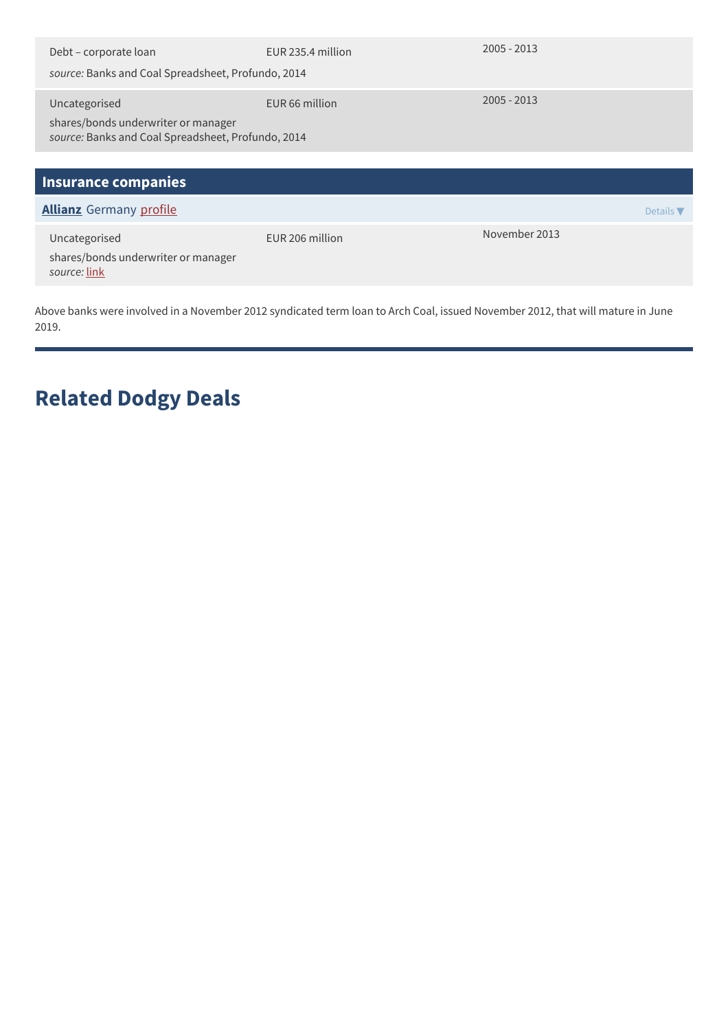| | | |
|---|---|---|
| Debt – corporate loan<br>*source:* Banks and Coal Spreadsheet, Profundo, 2014 | EUR 235.4 million | 2005 - 2013 |
| Uncategorised<br>shares/bonds underwriter or manager<br>*source:* Banks and Coal Spreadsheet, Profundo, 2014 | EUR 66 million | 2005 - 2013 |

## Insurance companies

**Allianz** Germany profile

Details ▼

| | | |
|---|---|---|
| Uncategorised<br>shares/bonds underwriter or manager<br>*source:* link | EUR 206 million | November 2013 |

Above banks were involved in a November 2012 syndicated term loan to Arch Coal, issued November 2012, that will mature in June 2019.

## Related Dodgy Deals